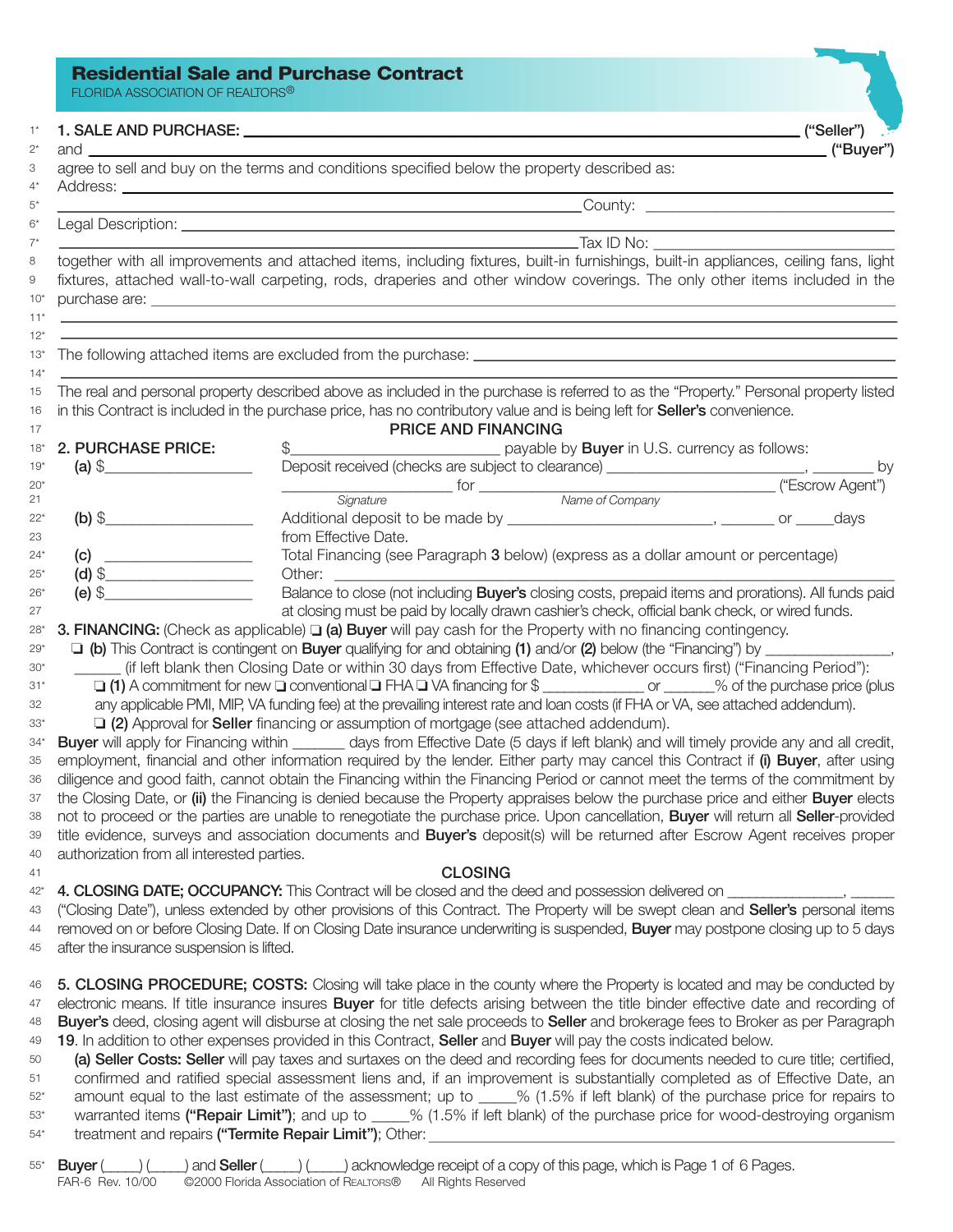# Residential Sale and Purchase Contract

FLORIDA ASSOCIATION OF REALTORS®

**1. SALE AND PURCHASE:** ______________________________________________ **("Seller")**
and ______________________________________________ **("Buyer")**
agree to sell and buy on the terms and conditions specified below the property described as:
Address: ______________________________________________
______________________________________________ County: ______________________
Legal Description: ______________________________________________
______________________________________________ Tax ID No: ______________________
together with all improvements and attached items, including fixtures, built-in furnishings, built-in appliances, ceiling fans, light fixtures, attached wall-to-wall carpeting, rods, draperies and other window coverings. The only other items included in the purchase are: ______________________________________________
______________________________________________
______________________________________________
The following attached items are excluded from the purchase: ______________________________________________
______________________________________________
The real and personal property described above as included in the purchase is referred to as the "Property." Personal property listed in this Contract is included in the purchase price, has no contributory value and is being left for **Seller's** convenience.

## PRICE AND FINANCING

**2. PURCHASE PRICE:** $______________________ payable by **Buyer** in U.S. currency as follows:

**(a)** $______________ Deposit received (checks are subject to clearance) ______________________, ________ by ______________________ for ______________________________ ("Escrow Agent")
*Signature* *Name of Company*

**(b)** $______________ Additional deposit to be made by ______________________, ________ or _____days from Effective Date.

**(c)** ______________ Total Financing (see Paragraph **3** below) (express as a dollar amount or percentage)

**(d)** $______________ Other: ______________________________________________

**(e)** $______________ Balance to close (not including **Buyer's** closing costs, prepaid items and prorations). All funds paid at closing must be paid by locally drawn cashier's check, official bank check, or wired funds.

**3. FINANCING:** (Check as applicable) ❑ **(a) Buyer** will pay cash for the Property with no financing contingency.
❑ **(b)** This Contract is contingent on **Buyer** qualifying for and obtaining **(1)** and/or **(2)** below (the "Financing") by ______________, ______ (if left blank then Closing Date or within 30 days from Effective Date, whichever occurs first) ("Financing Period"):
❑ **(1)** A commitment for new ❑ conventional ❑ FHA ❑ VA financing for $ ____________ or ______% of the purchase price (plus any applicable PMI, MIP, VA funding fee) at the prevailing interest rate and loan costs (if FHA or VA, see attached addendum).
❑ **(2)** Approval for **Seller** financing or assumption of mortgage (see attached addendum).
**Buyer** will apply for Financing within ______ days from Effective Date (5 days if left blank) and will timely provide any and all credit, employment, financial and other information required by the lender. Either party may cancel this Contract if **(i) Buyer**, after using diligence and good faith, cannot obtain the Financing within the Financing Period or cannot meet the terms of the commitment by the Closing Date, or **(ii)** the Financing is denied because the Property appraises below the purchase price and either **Buyer** elects not to proceed or the parties are unable to renegotiate the purchase price. Upon cancellation, **Buyer** will return all **Seller**-provided title evidence, surveys and association documents and **Buyer's** deposit(s) will be returned after Escrow Agent receives proper authorization from all interested parties.

## CLOSING

**4. CLOSING DATE; OCCUPANCY:** This Contract will be closed and the deed and possession delivered on ______________, ______ ("Closing Date"), unless extended by other provisions of this Contract. The Property will be swept clean and **Seller's** personal items removed on or before Closing Date. If on Closing Date insurance underwriting is suspended, **Buyer** may postpone closing up to 5 days after the insurance suspension is lifted.

**5. CLOSING PROCEDURE; COSTS:** Closing will take place in the county where the Property is located and may be conducted by electronic means. If title insurance insures **Buyer** for title defects arising between the title binder effective date and recording of **Buyer's** deed, closing agent will disburse at closing the net sale proceeds to **Seller** and brokerage fees to Broker as per Paragraph **19**. In addition to other expenses provided in this Contract, **Seller** and **Buyer** will pay the costs indicated below.

**(a) Seller Costs: Seller** will pay taxes and surtaxes on the deed and recording fees for documents needed to cure title; certified, confirmed and ratified special assessment liens and, if an improvement is substantially completed as of Effective Date, an amount equal to the last estimate of the assessment; up to _____% (1.5% if left blank) of the purchase price for repairs to warranted items **("Repair Limit")**; and up to _____% (1.5% if left blank) of the purchase price for wood-destroying organism treatment and repairs **("Termite Repair Limit")**; Other: ______________________________________________

**Buyer** (____) (____) and **Seller** (____) (____) acknowledge receipt of a copy of this page, which is Page 1 of 6 Pages.
FAR-6 Rev. 10/00 ©2000 Florida Association of REALTORS® All Rights Reserved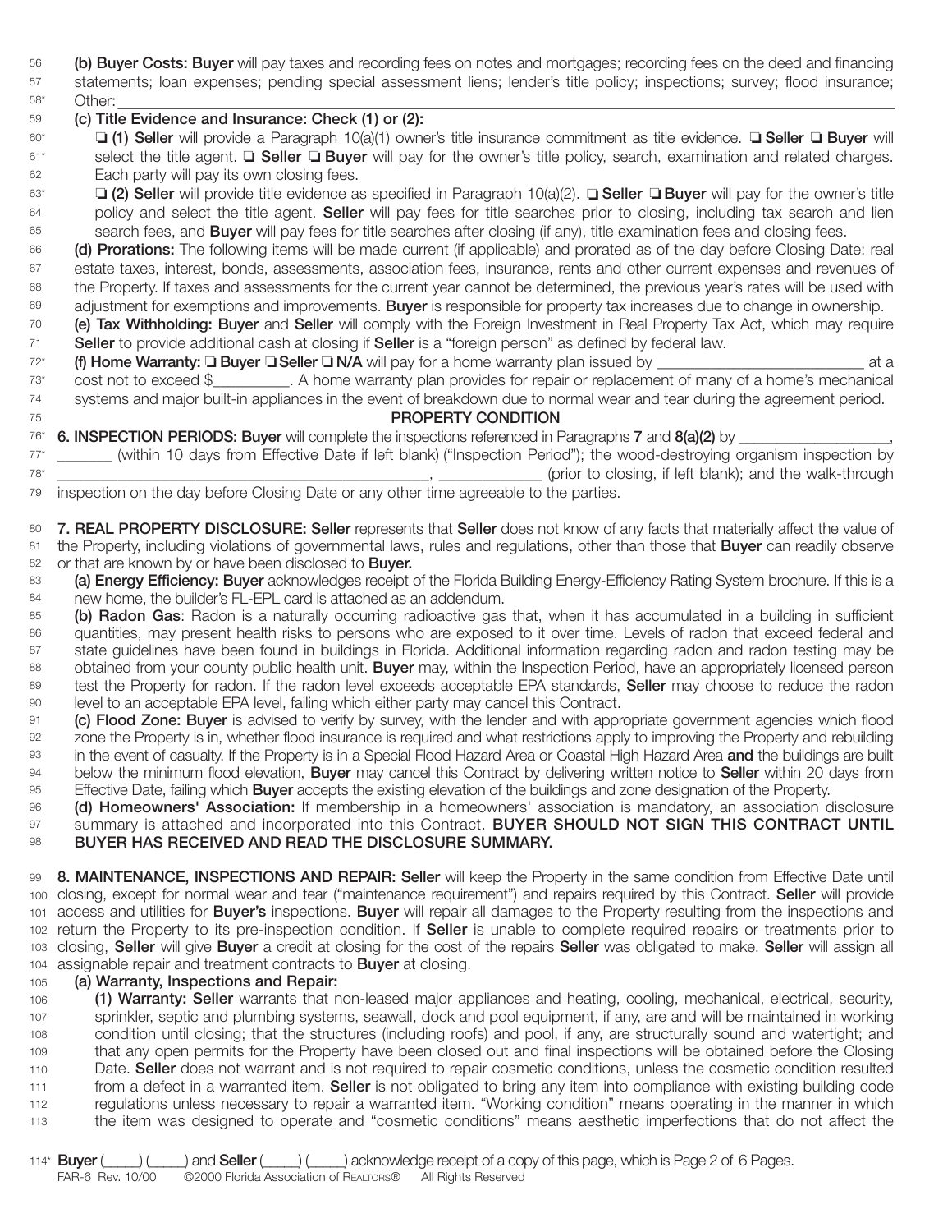**(b) Buyer Costs: Buyer** will pay taxes and recording fees on notes and mortgages; recording fees on the deed and financing statements; loan expenses; pending special assessment liens; lender's title policy; inspections; survey; flood insurance; Other: \_\_\_\_\_\_\_\_\_\_\_\_\_\_\_\_\_\_\_\_\_\_\_\_\_\_\_\_\_\_\_\_\_\_\_\_\_\_\_\_\_\_\_\_

**(c) Title Evidence and Insurance: Check (1) or (2):**

❑ **(1) Seller** will provide a Paragraph 10(a)(1) owner's title insurance commitment as title evidence. ❑ **Seller** ❑ **Buyer** will select the title agent. ❑ **Seller** ❑ **Buyer** will pay for the owner's title policy, search, examination and related charges. Each party will pay its own closing fees.

❑ **(2) Seller** will provide title evidence as specified in Paragraph 10(a)(2). ❑ **Seller** ❑ **Buyer** will pay for the owner's title policy and select the title agent. **Seller** will pay fees for title searches prior to closing, including tax search and lien search fees, and **Buyer** will pay fees for title searches after closing (if any), title examination fees and closing fees.

**(d) Prorations:** The following items will be made current (if applicable) and prorated as of the day before Closing Date: real estate taxes, interest, bonds, assessments, association fees, insurance, rents and other current expenses and revenues of the Property. If taxes and assessments for the current year cannot be determined, the previous year's rates will be used with adjustment for exemptions and improvements. **Buyer** is responsible for property tax increases due to change in ownership.

**(e) Tax Withholding: Buyer** and **Seller** will comply with the Foreign Investment in Real Property Tax Act, which may require **Seller** to provide additional cash at closing if **Seller** is a "foreign person" as defined by federal law.

**(f) Home Warranty:** ❑ **Buyer** ❑ **Seller** ❑ **N/A** will pay for a home warranty plan issued by \_\_\_\_\_\_\_\_\_\_\_\_\_\_\_\_\_\_\_\_\_\_\_\_\_\_ at a cost not to exceed $\_\_\_\_\_\_\_\_\_\_. A home warranty plan provides for repair or replacement of many of a home's mechanical systems and major built-in appliances in the event of breakdown due to normal wear and tear during the agreement period.

## PROPERTY CONDITION

**6. INSPECTION PERIODS: Buyer** will complete the inspections referenced in Paragraphs **7** and **8(a)(2)** by \_\_\_\_\_\_\_\_\_\_\_\_\_\_\_\_\_\_\_, \_\_\_\_\_\_\_ (within 10 days from Effective Date if left blank) ("Inspection Period"); the wood-destroying organism inspection by \_\_\_\_\_\_\_\_\_\_\_\_\_\_\_\_\_\_\_\_\_\_\_\_\_\_\_\_\_\_\_\_\_\_\_\_\_\_\_\_\_\_\_\_\_\_\_\_, \_\_\_\_\_\_\_\_\_\_\_\_\_ (prior to closing, if left blank); and the walk-through inspection on the day before Closing Date or any other time agreeable to the parties.

**7. REAL PROPERTY DISCLOSURE: Seller** represents that **Seller** does not know of any facts that materially affect the value of the Property, including violations of governmental laws, rules and regulations, other than those that **Buyer** can readily observe or that are known by or have been disclosed to **Buyer.**

**(a) Energy Efficiency: Buyer** acknowledges receipt of the Florida Building Energy-Efficiency Rating System brochure. If this is a new home, the builder's FL-EPL card is attached as an addendum.

**(b) Radon Gas**: Radon is a naturally occurring radioactive gas that, when it has accumulated in a building in sufficient quantities, may present health risks to persons who are exposed to it over time. Levels of radon that exceed federal and state guidelines have been found in buildings in Florida. Additional information regarding radon and radon testing may be obtained from your county public health unit. **Buyer** may, within the Inspection Period, have an appropriately licensed person test the Property for radon. If the radon level exceeds acceptable EPA standards, **Seller** may choose to reduce the radon level to an acceptable EPA level, failing which either party may cancel this Contract.

**(c) Flood Zone: Buyer** is advised to verify by survey, with the lender and with appropriate government agencies which flood zone the Property is in, whether flood insurance is required and what restrictions apply to improving the Property and rebuilding in the event of casualty. If the Property is in a Special Flood Hazard Area or Coastal High Hazard Area **and** the buildings are built below the minimum flood elevation, **Buyer** may cancel this Contract by delivering written notice to **Seller** within 20 days from Effective Date, failing which **Buyer** accepts the existing elevation of the buildings and zone designation of the Property.

**(d) Homeowners' Association:** If membership in a homeowners' association is mandatory, an association disclosure summary is attached and incorporated into this Contract. **BUYER SHOULD NOT SIGN THIS CONTRACT UNTIL BUYER HAS RECEIVED AND READ THE DISCLOSURE SUMMARY.**

**8. MAINTENANCE, INSPECTIONS AND REPAIR: Seller** will keep the Property in the same condition from Effective Date until closing, except for normal wear and tear ("maintenance requirement") and repairs required by this Contract. **Seller** will provide access and utilities for **Buyer's** inspections. **Buyer** will repair all damages to the Property resulting from the inspections and return the Property to its pre-inspection condition. If **Seller** is unable to complete required repairs or treatments prior to closing, **Seller** will give **Buyer** a credit at closing for the cost of the repairs **Seller** was obligated to make. **Seller** will assign all assignable repair and treatment contracts to **Buyer** at closing.

**(a) Warranty, Inspections and Repair:**

**(1) Warranty: Seller** warrants that non-leased major appliances and heating, cooling, mechanical, electrical, security, sprinkler, septic and plumbing systems, seawall, dock and pool equipment, if any, are and will be maintained in working condition until closing; that the structures (including roofs) and pool, if any, are structurally sound and watertight; and that any open permits for the Property have been closed out and final inspections will be obtained before the Closing Date. **Seller** does not warrant and is not required to repair cosmetic conditions, unless the cosmetic condition resulted from a defect in a warranted item. **Seller** is not obligated to bring any item into compliance with existing building code regulations unless necessary to repair a warranted item. "Working condition" means operating in the manner in which the item was designed to operate and "cosmetic conditions" means aesthetic imperfections that do not affect the

**Buyer** (\_\_\_\_\_) (\_\_\_\_\_) and **Seller** (\_\_\_\_\_) (\_\_\_\_\_) acknowledge receipt of a copy of this page, which is Page 2 of 6 Pages.

FAR-6 Rev. 10/00 ©2000 Florida Association of REALTORS® All Rights Reserved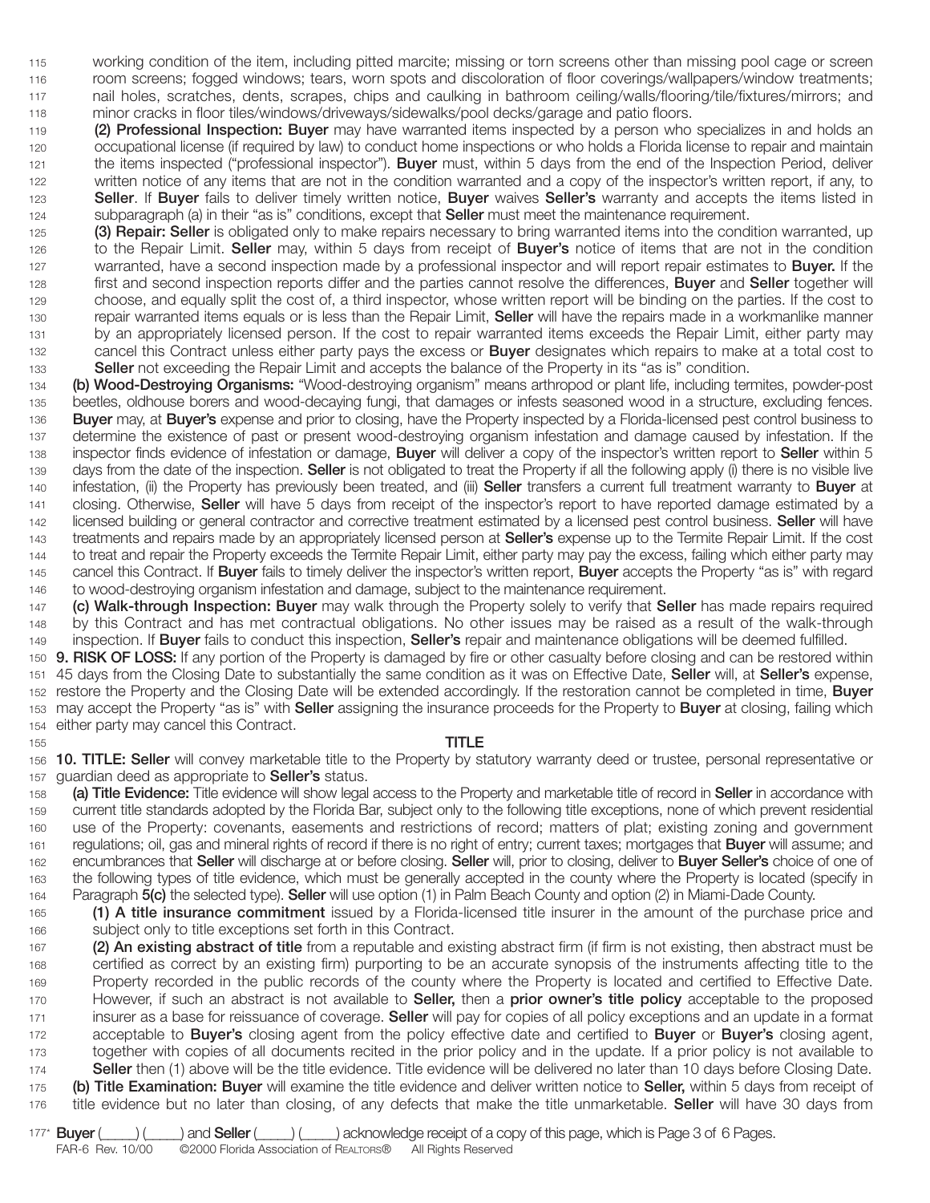working condition of the item, including pitted marcite; missing or torn screens other than missing pool cage or screen room screens; fogged windows; tears, worn spots and discoloration of floor coverings/wallpapers/window treatments; nail holes, scratches, dents, scrapes, chips and caulking in bathroom ceiling/walls/flooring/tile/fixtures/mirrors; and minor cracks in floor tiles/windows/driveways/sidewalks/pool decks/garage and patio floors.

**(2) Professional Inspection: Buyer** may have warranted items inspected by a person who specializes in and holds an occupational license (if required by law) to conduct home inspections or who holds a Florida license to repair and maintain the items inspected ("professional inspector"). **Buyer** must, within 5 days from the end of the Inspection Period, deliver written notice of any items that are not in the condition warranted and a copy of the inspector's written report, if any, to **Seller**. If **Buyer** fails to deliver timely written notice, **Buyer** waives **Seller's** warranty and accepts the items listed in subparagraph (a) in their "as is" conditions, except that **Seller** must meet the maintenance requirement.

**(3) Repair: Seller** is obligated only to make repairs necessary to bring warranted items into the condition warranted, up to the Repair Limit. **Seller** may, within 5 days from receipt of **Buyer's** notice of items that are not in the condition warranted, have a second inspection made by a professional inspector and will report repair estimates to **Buyer.** If the first and second inspection reports differ and the parties cannot resolve the differences, **Buyer** and **Seller** together will choose, and equally split the cost of, a third inspector, whose written report will be binding on the parties. If the cost to repair warranted items equals or is less than the Repair Limit, **Seller** will have the repairs made in a workmanlike manner by an appropriately licensed person. If the cost to repair warranted items exceeds the Repair Limit, either party may cancel this Contract unless either party pays the excess or **Buyer** designates which repairs to make at a total cost to **Seller** not exceeding the Repair Limit and accepts the balance of the Property in its "as is" condition.

**(b) Wood-Destroying Organisms:** "Wood-destroying organism" means arthropod or plant life, including termites, powder-post beetles, oldhouse borers and wood-decaying fungi, that damages or infests seasoned wood in a structure, excluding fences. **Buyer** may, at **Buyer's** expense and prior to closing, have the Property inspected by a Florida-licensed pest control business to determine the existence of past or present wood-destroying organism infestation and damage caused by infestation. If the inspector finds evidence of infestation or damage, **Buyer** will deliver a copy of the inspector's written report to **Seller** within 5 days from the date of the inspection. **Seller** is not obligated to treat the Property if all the following apply (i) there is no visible live infestation, (ii) the Property has previously been treated, and (iii) **Seller** transfers a current full treatment warranty to **Buyer** at closing. Otherwise, **Seller** will have 5 days from receipt of the inspector's report to have reported damage estimated by a licensed building or general contractor and corrective treatment estimated by a licensed pest control business. **Seller** will have treatments and repairs made by an appropriately licensed person at **Seller's** expense up to the Termite Repair Limit. If the cost to treat and repair the Property exceeds the Termite Repair Limit, either party may pay the excess, failing which either party may cancel this Contract. If **Buyer** fails to timely deliver the inspector's written report, **Buyer** accepts the Property "as is" with regard to wood-destroying organism infestation and damage, subject to the maintenance requirement.

**(c) Walk-through Inspection: Buyer** may walk through the Property solely to verify that **Seller** has made repairs required by this Contract and has met contractual obligations. No other issues may be raised as a result of the walk-through inspection. If **Buyer** fails to conduct this inspection, **Seller's** repair and maintenance obligations will be deemed fulfilled.

**9. RISK OF LOSS:** If any portion of the Property is damaged by fire or other casualty before closing and can be restored within 45 days from the Closing Date to substantially the same condition as it was on Effective Date, **Seller** will, at **Seller's** expense, restore the Property and the Closing Date will be extended accordingly. If the restoration cannot be completed in time, **Buyer** may accept the Property "as is" with **Seller** assigning the insurance proceeds for the Property to **Buyer** at closing, failing which either party may cancel this Contract.

## TITLE

**10. TITLE: Seller** will convey marketable title to the Property by statutory warranty deed or trustee, personal representative or guardian deed as appropriate to **Seller's** status.

**(a) Title Evidence:** Title evidence will show legal access to the Property and marketable title of record in **Seller** in accordance with current title standards adopted by the Florida Bar, subject only to the following title exceptions, none of which prevent residential use of the Property: covenants, easements and restrictions of record; matters of plat; existing zoning and government regulations; oil, gas and mineral rights of record if there is no right of entry; current taxes; mortgages that **Buyer** will assume; and encumbrances that **Seller** will discharge at or before closing. **Seller** will, prior to closing, deliver to **Buyer Seller's** choice of one of the following types of title evidence, which must be generally accepted in the county where the Property is located (specify in Paragraph **5(c)** the selected type). **Seller** will use option (1) in Palm Beach County and option (2) in Miami-Dade County.

**(1) A title insurance commitment** issued by a Florida-licensed title insurer in the amount of the purchase price and subject only to title exceptions set forth in this Contract.

**(2) An existing abstract of title** from a reputable and existing abstract firm (if firm is not existing, then abstract must be certified as correct by an existing firm) purporting to be an accurate synopsis of the instruments affecting title to the Property recorded in the public records of the county where the Property is located and certified to Effective Date. However, if such an abstract is not available to **Seller,** then a **prior owner's title policy** acceptable to the proposed insurer as a base for reissuance of coverage. **Seller** will pay for copies of all policy exceptions and an update in a format acceptable to **Buyer's** closing agent from the policy effective date and certified to **Buyer** or **Buyer's** closing agent, together with copies of all documents recited in the prior policy and in the update. If a prior policy is not available to **Seller** then (1) above will be the title evidence. Title evidence will be delivered no later than 10 days before Closing Date.

**(b) Title Examination: Buyer** will examine the title evidence and deliver written notice to **Seller,** within 5 days from receipt of title evidence but no later than closing, of any defects that make the title unmarketable. **Seller** will have 30 days from

**Buyer** (\_\_\_\_\_) (\_\_\_\_\_) and **Seller** (\_\_\_\_\_) (\_\_\_\_\_) acknowledge receipt of a copy of this page, which is Page 3 of 6 Pages.

FAR-6 Rev. 10/00 ©2000 Florida Association of REALTORS® All Rights Reserved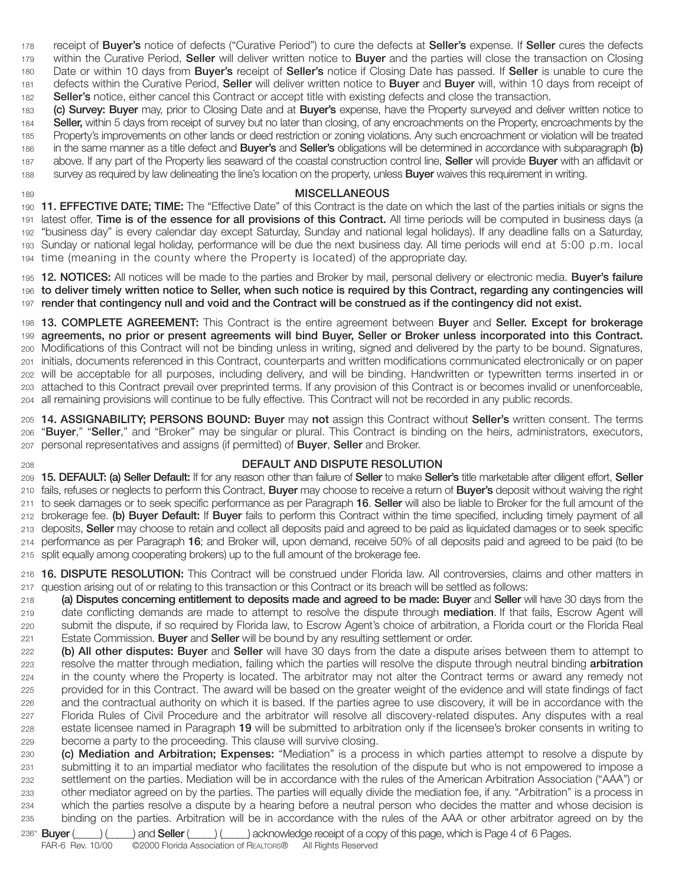receipt of **Buyer's** notice of defects ("Curative Period") to cure the defects at **Seller's** expense. If **Seller** cures the defects within the Curative Period, **Seller** will deliver written notice to **Buyer** and the parties will close the transaction on Closing Date or within 10 days from **Buyer's** receipt of **Seller's** notice if Closing Date has passed. If **Seller** is unable to cure the defects within the Curative Period, **Seller** will deliver written notice to **Buyer** and **Buyer** will, within 10 days from receipt of **Seller's** notice, either cancel this Contract or accept title with existing defects and close the transaction.

**(c) Survey: Buyer** may, prior to Closing Date and at **Buyer's** expense, have the Property surveyed and deliver written notice to **Seller,** within 5 days from receipt of survey but no later than closing, of any encroachments on the Property, encroachments by the Property's improvements on other lands or deed restriction or zoning violations. Any such encroachment or violation will be treated in the same manner as a title defect and **Buyer's** and **Seller's** obligations will be determined in accordance with subparagraph **(b)** above. If any part of the Property lies seaward of the coastal construction control line, **Seller** will provide **Buyer** with an affidavit or survey as required by law delineating the line's location on the property, unless **Buyer** waives this requirement in writing.

## MISCELLANEOUS

**11. EFFECTIVE DATE; TIME:** The "Effective Date" of this Contract is the date on which the last of the parties initials or signs the latest offer. **Time is of the essence for all provisions of this Contract.** All time periods will be computed in business days (a "business day" is every calendar day except Saturday, Sunday and national legal holidays). If any deadline falls on a Saturday, Sunday or national legal holiday, performance will be due the next business day. All time periods will end at 5:00 p.m. local time (meaning in the county where the Property is located) of the appropriate day.

**12. NOTICES:** All notices will be made to the parties and Broker by mail, personal delivery or electronic media. **Buyer's failure to deliver timely written notice to Seller, when such notice is required by this Contract, regarding any contingencies will render that contingency null and void and the Contract will be construed as if the contingency did not exist.**

**13. COMPLETE AGREEMENT:** This Contract is the entire agreement between **Buyer** and **Seller. Except for brokerage agreements, no prior or present agreements will bind Buyer, Seller or Broker unless incorporated into this Contract.** Modifications of this Contract will not be binding unless in writing, signed and delivered by the party to be bound. Signatures, initials, documents referenced in this Contract, counterparts and written modifications communicated electronically or on paper will be acceptable for all purposes, including delivery, and will be binding. Handwritten or typewritten terms inserted in or attached to this Contract prevail over preprinted terms. If any provision of this Contract is or becomes invalid or unenforceable, all remaining provisions will continue to be fully effective. This Contract will not be recorded in any public records.

**14. ASSIGNABILITY; PERSONS BOUND: Buyer** may **not** assign this Contract without **Seller's** written consent. The terms "**Buyer**," "**Seller**," and "Broker" may be singular or plural. This Contract is binding on the heirs, administrators, executors, personal representatives and assigns (if permitted) of **Buyer**, **Seller** and Broker.

## DEFAULT AND DISPUTE RESOLUTION

**15. DEFAULT: (a) Seller Default:** If for any reason other than failure of **Seller** to make **Seller's** title marketable after diligent effort, **Seller** fails, refuses or neglects to perform this Contract, **Buyer** may choose to receive a return of **Buyer's** deposit without waiving the right to seek damages or to seek specific performance as per Paragraph **16**. **Seller** will also be liable to Broker for the full amount of the brokerage fee. **(b) Buyer Default:** If **Buyer** fails to perform this Contract within the time specified, including timely payment of all deposits, **Seller** may choose to retain and collect all deposits paid and agreed to be paid as liquidated damages or to seek specific performance as per Paragraph **16**; and Broker will, upon demand, receive 50% of all deposits paid and agreed to be paid (to be split equally among cooperating brokers) up to the full amount of the brokerage fee.

**16. DISPUTE RESOLUTION:** This Contract will be construed under Florida law. All controversies, claims and other matters in question arising out of or relating to this transaction or this Contract or its breach will be settled as follows:

**(a) Disputes concerning entitlement to deposits made and agreed to be made: Buyer** and **Seller** will have 30 days from the date conflicting demands are made to attempt to resolve the dispute through **mediation**. If that fails, Escrow Agent will submit the dispute, if so required by Florida law, to Escrow Agent's choice of arbitration, a Florida court or the Florida Real Estate Commission. **Buyer** and **Seller** will be bound by any resulting settlement or order.

**(b) All other disputes: Buyer** and **Seller** will have 30 days from the date a dispute arises between them to attempt to resolve the matter through mediation, failing which the parties will resolve the dispute through neutral binding **arbitration** in the county where the Property is located. The arbitrator may not alter the Contract terms or award any remedy not provided for in this Contract. The award will be based on the greater weight of the evidence and will state findings of fact and the contractual authority on which it is based. If the parties agree to use discovery, it will be in accordance with the Florida Rules of Civil Procedure and the arbitrator will resolve all discovery-related disputes. Any disputes with a real estate licensee named in Paragraph **19** will be submitted to arbitration only if the licensee's broker consents in writing to become a party to the proceeding. This clause will survive closing.

**(c) Mediation and Arbitration; Expenses:** "Mediation" is a process in which parties attempt to resolve a dispute by submitting it to an impartial mediator who facilitates the resolution of the dispute but who is not empowered to impose a settlement on the parties. Mediation will be in accordance with the rules of the American Arbitration Association ("AAA") or other mediator agreed on by the parties. The parties will equally divide the mediation fee, if any. "Arbitration" is a process in which the parties resolve a dispute by a hearing before a neutral person who decides the matter and whose decision is binding on the parties. Arbitration will be in accordance with the rules of the AAA or other arbitrator agreed on by the

**Buyer** (_____) (_____) and **Seller** (_____) (_____) acknowledge receipt of a copy of this page, which is Page 4 of 6 Pages.

FAR-6 Rev. 10/00 ©2000 Florida Association of REALTORS® All Rights Reserved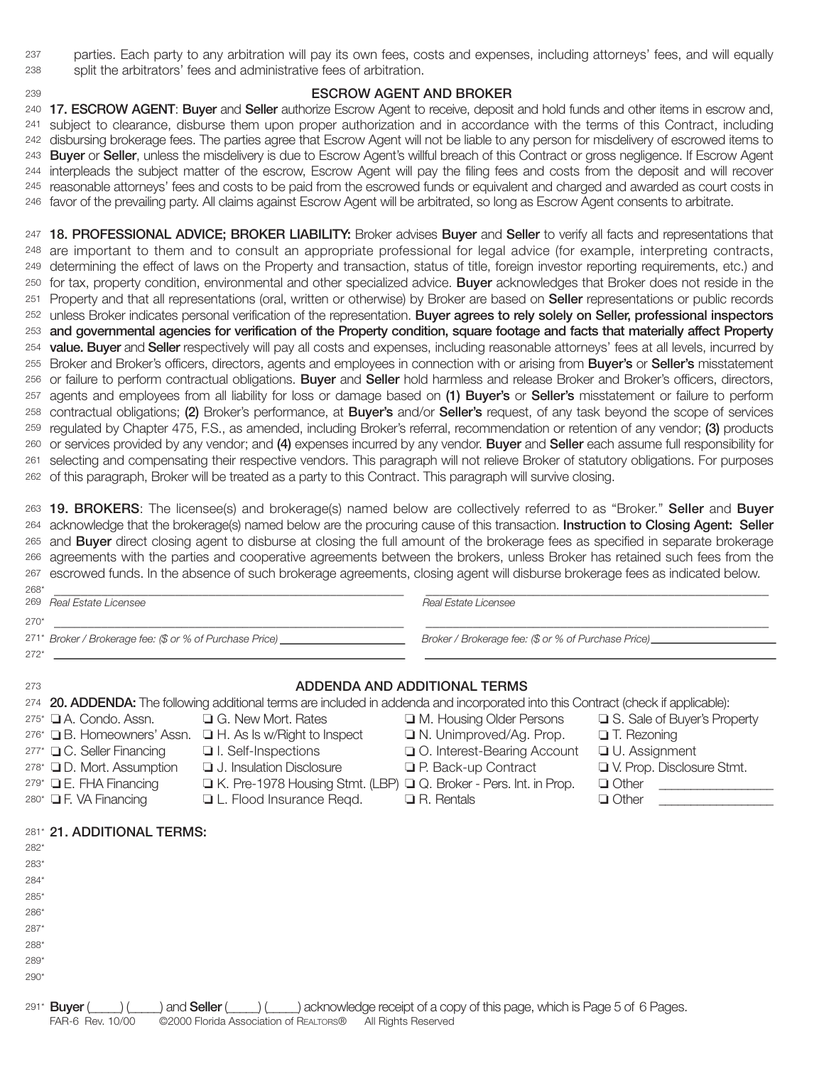parties. Each party to any arbitration will pay its own fees, costs and expenses, including attorneys' fees, and will equally split the arbitrators' fees and administrative fees of arbitration.

## ESCROW AGENT AND BROKER

**17. ESCROW AGENT**: **Buyer** and **Seller** authorize Escrow Agent to receive, deposit and hold funds and other items in escrow and, subject to clearance, disburse them upon proper authorization and in accordance with the terms of this Contract, including disbursing brokerage fees. The parties agree that Escrow Agent will not be liable to any person for misdelivery of escrowed items to **Buyer** or **Seller**, unless the misdelivery is due to Escrow Agent's willful breach of this Contract or gross negligence. If Escrow Agent interpleads the subject matter of the escrow, Escrow Agent will pay the filing fees and costs from the deposit and will recover reasonable attorneys' fees and costs to be paid from the escrowed funds or equivalent and charged and awarded as court costs in favor of the prevailing party. All claims against Escrow Agent will be arbitrated, so long as Escrow Agent consents to arbitrate.

**18. PROFESSIONAL ADVICE; BROKER LIABILITY:** Broker advises **Buyer** and **Seller** to verify all facts and representations that are important to them and to consult an appropriate professional for legal advice (for example, interpreting contracts, determining the effect of laws on the Property and transaction, status of title, foreign investor reporting requirements, etc.) and for tax, property condition, environmental and other specialized advice. **Buyer** acknowledges that Broker does not reside in the Property and that all representations (oral, written or otherwise) by Broker are based on **Seller** representations or public records unless Broker indicates personal verification of the representation. **Buyer agrees to rely solely on Seller, professional inspectors and governmental agencies for verification of the Property condition, square footage and facts that materially affect Property value. Buyer** and **Seller** respectively will pay all costs and expenses, including reasonable attorneys' fees at all levels, incurred by Broker and Broker's officers, directors, agents and employees in connection with or arising from **Buyer's** or **Seller's** misstatement or failure to perform contractual obligations. **Buyer** and **Seller** hold harmless and release Broker and Broker's officers, directors, agents and employees from all liability for loss or damage based on **(1) Buyer's** or **Seller's** misstatement or failure to perform contractual obligations; **(2)** Broker's performance, at **Buyer's** and/or **Seller's** request, of any task beyond the scope of services regulated by Chapter 475, F.S., as amended, including Broker's referral, recommendation or retention of any vendor; **(3)** products or services provided by any vendor; and **(4)** expenses incurred by any vendor. **Buyer** and **Seller** each assume full responsibility for selecting and compensating their respective vendors. This paragraph will not relieve Broker of statutory obligations. For purposes of this paragraph, Broker will be treated as a party to this Contract. This paragraph will survive closing.

**19. BROKERS**: The licensee(s) and brokerage(s) named below are collectively referred to as "Broker." **Seller** and **Buyer** acknowledge that the brokerage(s) named below are the procuring cause of this transaction. **Instruction to Closing Agent: Seller** and **Buyer** direct closing agent to disburse at closing the full amount of the brokerage fees as specified in separate brokerage agreements with the parties and cooperative agreements between the brokers, unless Broker has retained such fees from the escrowed funds. In the absence of such brokerage agreements, closing agent will disburse brokerage fees as indicated below.

| | |
|---|---|
| ______________________________ | ______________________________ |
| *Real Estate Licensee* | *Real Estate Licensee* |
| ______________________________ | ______________________________ |
| *Broker / Brokerage fee: ($ or % of Purchase Price)* ____________ | *Broker / Brokerage fee: ($ or % of Purchase Price)* ____________ |
| ______________________________ | ______________________________ |

## ADDENDA AND ADDITIONAL TERMS

**20. ADDENDA:** The following additional terms are included in addenda and incorporated into this Contract (check if applicable):

| | | | |
|---|---|---|---|
| ❑ A. Condo. Assn. | ❑ G. New Mort. Rates | ❑ M. Housing Older Persons | ❑ S. Sale of Buyer's Property |
| ❑ B. Homeowners' Assn. | ❑ H. As Is w/Right to Inspect | ❑ N. Unimproved/Ag. Prop. | ❑ T. Rezoning |
| ❑ C. Seller Financing | ❑ I. Self-Inspections | ❑ O. Interest-Bearing Account | ❑ U. Assignment |
| ❑ D. Mort. Assumption | ❑ J. Insulation Disclosure | ❑ P. Back-up Contract | ❑ V. Prop. Disclosure Stmt. |
| ❑ E. FHA Financing | ❑ K. Pre-1978 Housing Stmt. (LBP) | ❑ Q. Broker - Pers. Int. in Prop. | ❑ Other ____________ |
| ❑ F. VA Financing | ❑ L. Flood Insurance Reqd. | ❑ R. Rentals | ❑ Other ____________ |

**21. ADDITIONAL TERMS:**

**Buyer** (____) (____) and **Seller** (____) (____) acknowledge receipt of a copy of this page, which is Page 5 of 6 Pages.

FAR-6 Rev. 10/00 ©2000 Florida Association of REALTORS® All Rights Reserved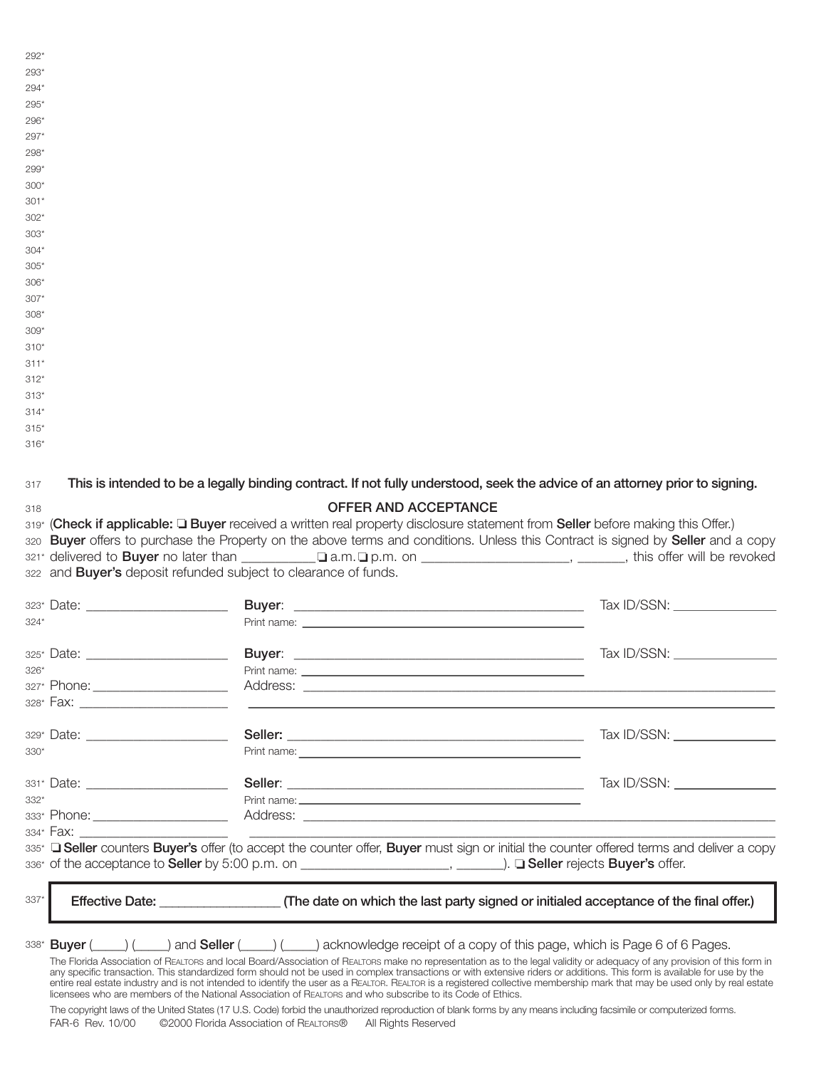292*
293*
294*
295*
296*
297*
298*
299*
300*
301*
302*
303*
304*
305*
306*
307*
308*
309*
310*
311*
312*
313*
314*
315*
316*

317 **This is intended to be a legally binding contract. If not fully understood, seek the advice of an attorney prior to signing.**

318 **OFFER AND ACCEPTANCE**

319* (**Check if applicable:** ❑ **Buyer** received a written real property disclosure statement from **Seller** before making this Offer.)
320 **Buyer** offers to purchase the Property on the above terms and conditions. Unless this Contract is signed by **Seller** and a copy
321* delivered to **Buyer** no later than __________ ❑ a.m. ❑ p.m. on ____________________, _______, this offer will be revoked
322 and **Buyer's** deposit refunded subject to clearance of funds.

323* Date: ____________________ **Buyer**: ________________________________________ Tax ID/SSN: _______________
324* Print name: ________________________________________

325* Date: ____________________ **Buyer**: ________________________________________ Tax ID/SSN: _______________
326* Print name: ________________________________________
327* Phone: ____________________ Address: ________________________________________________________________
328* Fax: ____________________ ________________________________________________________________

329* Date: ____________________ **Seller:** ________________________________________ Tax ID/SSN: _______________
330* Print name: ________________________________________

331* Date: ____________________ **Seller**: ________________________________________ Tax ID/SSN: _______________
332* Print name: ________________________________________
333* Phone: ____________________ Address: ________________________________________________________________
334* Fax: ____________________ ________________________________________________________________

335* ❑ **Seller** counters **Buyer's** offer (to accept the counter offer, **Buyer** must sign or initial the counter offered terms and deliver a copy
336* of the acceptance to **Seller** by 5:00 p.m. on ____________________, _______). ❑ **Seller** rejects **Buyer's** offer.

337* **Effective Date:** ________________ **(The date on which the last party signed or initialed acceptance of the final offer.)**

338* **Buyer** (____) (____) and **Seller** (____) (____) acknowledge receipt of a copy of this page, which is Page 6 of 6 Pages.

The Florida Association of REALTORS and local Board/Association of REALTORS make no representation as to the legal validity or adequacy of any provision of this form in any specific transaction. This standardized form should not be used in complex transactions or with extensive riders or additions. This form is available for use by the entire real estate industry and is not intended to identify the user as a REALTOR. REALTOR is a registered collective membership mark that may be used only by real estate licensees who are members of the National Association of REALTORS and who subscribe to its Code of Ethics.

The copyright laws of the United States (17 U.S. Code) forbid the unauthorized reproduction of blank forms by any means including facsimile or computerized forms.
FAR-6 Rev. 10/00 ©2000 Florida Association of REALTORS® All Rights Reserved